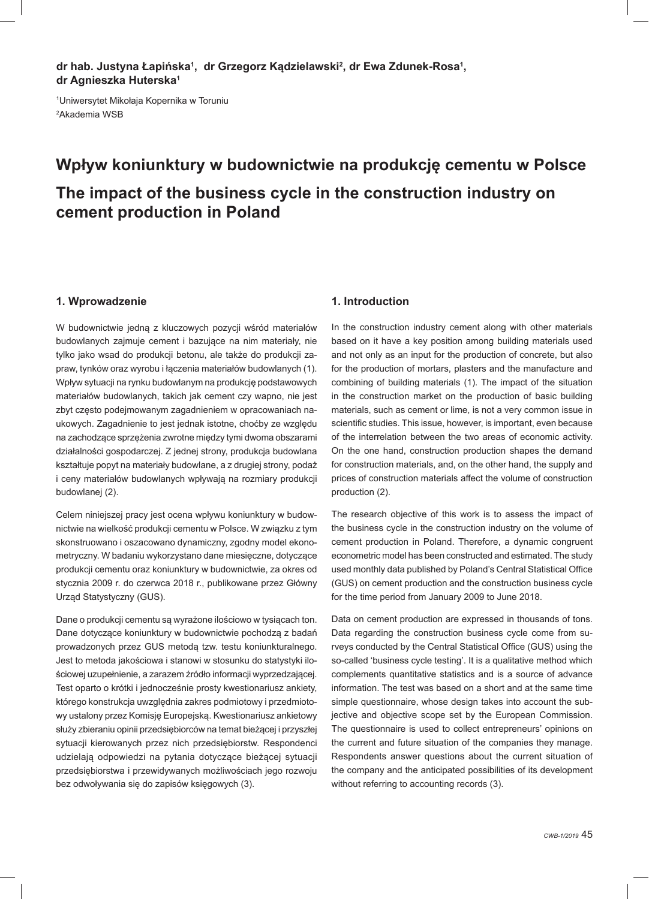**dr hab. Justyna Łapińska[1], dr Grzegorz Kądzielawski[2], dr Ewa Zdunek-Rosa[1], dr Agnieszka Huterska[1]**

[1]Uniwersytet Mikołaja Kopernika w Toruniu
[2]Akademia WSB

# Wpływ koniunktury w budownictwie na produkcję cementu w Polsce

# The impact of the business cycle in the construction industry on cement production in Poland

## 1. Wprowadzenie

W budownictwie jedną z kluczowych pozycji wśród materiałów budowlanych zajmuje cement i bazujące na nim materiały, nie tylko jako wsad do produkcji betonu, ale także do produkcji zapraw, tynków oraz wyrobu i łączenia materiałów budowlanych (1). Wpływ sytuacji na rynku budowlanym na produkcję podstawowych materiałów budowlanych, takich jak cement czy wapno, nie jest zbyt często podejmowanym zagadnieniem w opracowaniach naukowych. Zagadnienie to jest jednak istotne, choćby ze względu na zachodzące sprzężenia zwrotne między tymi dwoma obszarami działalności gospodarczej. Z jednej strony, produkcja budowlana kształtuje popyt na materiały budowlane, a z drugiej strony, podaż i ceny materiałów budowlanych wpływają na rozmiary produkcji budowlanej (2).

Celem niniejszej pracy jest ocena wpływu koniunktury w budownictwie na wielkość produkcji cementu w Polsce. W związku z tym skonstruowano i oszacowano dynamiczny, zgodny model ekonometryczny. W badaniu wykorzystano dane miesięczne, dotyczące produkcji cementu oraz koniunktury w budownictwie, za okres od stycznia 2009 r. do czerwca 2018 r., publikowane przez Główny Urząd Statystyczny (GUS).

Dane o produkcji cementu są wyrażone ilościowo w tysiącach ton. Dane dotyczące koniunktury w budownictwie pochodzą z badań prowadzonych przez GUS metodą tzw. testu koniunkturalnego. Jest to metoda jakościowa i stanowi w stosunku do statystyki ilościowej uzupełnienie, a zarazem źródło informacji wyprzedzającej. Test oparto o krótki i jednocześnie prosty kwestionariusz ankiety, którego konstrukcja uwzględnia zakres podmiotowy i przedmiotowy ustalony przez Komisję Europejską. Kwestionariusz ankietowy służy zbieraniu opinii przedsiębiorców na temat bieżącej i przyszłej sytuacji kierowanych przez nich przedsiębiorstw. Respondenci udzielają odpowiedzi na pytania dotyczące bieżącej sytuacji przedsiębiorstwa i przewidywanych możliwościach jego rozwoju bez odwoływania się do zapisów księgowych (3).

## 1. Introduction

In the construction industry cement along with other materials based on it have a key position among building materials used and not only as an input for the production of concrete, but also for the production of mortars, plasters and the manufacture and combining of building materials (1). The impact of the situation in the construction market on the production of basic building materials, such as cement or lime, is not a very common issue in scientific studies. This issue, however, is important, even because of the interrelation between the two areas of economic activity. On the one hand, construction production shapes the demand for construction materials, and, on the other hand, the supply and prices of construction materials affect the volume of construction production (2).

The research objective of this work is to assess the impact of the business cycle in the construction industry on the volume of cement production in Poland. Therefore, a dynamic congruent econometric model has been constructed and estimated. The study used monthly data published by Poland's Central Statistical Office (GUS) on cement production and the construction business cycle for the time period from January 2009 to June 2018.

Data on cement production are expressed in thousands of tons. Data regarding the construction business cycle come from surveys conducted by the Central Statistical Office (GUS) using the so-called 'business cycle testing'. It is a qualitative method which complements quantitative statistics and is a source of advance information. The test was based on a short and at the same time simple questionnaire, whose design takes into account the subjective and objective scope set by the European Commission. The questionnaire is used to collect entrepreneurs' opinions on the current and future situation of the companies they manage. Respondents answer questions about the current situation of the company and the anticipated possibilities of its development without referring to accounting records (3).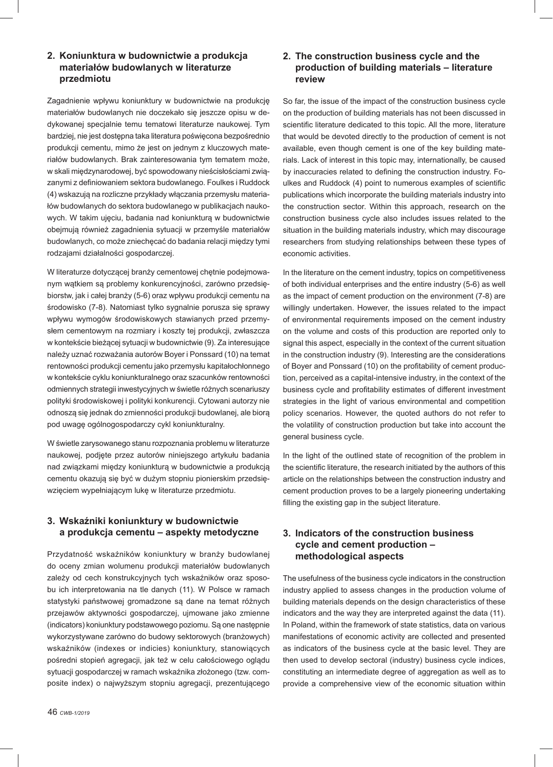## 2. Koniunktura w budownictwie a produkcja materiałów budowlanych w literaturze przedmiotu

Zagadnienie wpływu koniunktury w budownictwie na produkcję materiałów budowlanych nie doczekało się jeszcze opisu w dedykowanej specjalnie temu tematowi literaturze naukowej. Tym bardziej, nie jest dostępna taka literatura poświęcona bezpośrednio produkcji cementu, mimo że jest on jednym z kluczowych materiałów budowlanych. Brak zainteresowania tym tematem może, w skali międzynarodowej, być spowodowany nieścisłościami związanymi z definiowaniem sektora budowlanego. Foulkes i Ruddock (4) wskazują na rozliczne przykłady włączania przemysłu materiałów budowlanych do sektora budowlanego w publikacjach naukowych. W takim ujęciu, badania nad koniunkturą w budownictwie obejmują również zagadnienia sytuacji w przemyśle materiałów budowlanych, co może zniechęcać do badania relacji między tymi rodzajami działalności gospodarczej.

W literaturze dotyczącej branży cementowej chętnie podejmowanym wątkiem są problemy konkurencyjności, zarówno przedsiębiorstw, jak i całej branży (5-6) oraz wpływu produkcji cementu na środowisko (7-8). Natomiast tylko sygnalnie porusza się sprawy wpływu wymogów środowiskowych stawianych przed przemysłem cementowym na rozmiary i koszty tej produkcji, zwłaszcza w kontekście bieżącej sytuacji w budownictwie (9). Za interesujące należy uznać rozważania autorów Boyer i Ponssard (10) na temat rentowności produkcji cementu jako przemysłu kapitałochłonnego w kontekście cyklu koniunkturalnego oraz szacunków rentowności odmiennych strategii inwestycyjnych w świetle różnych scenariuszy polityki środowiskowej i polityki konkurencji. Cytowani autorzy nie odnoszą się jednak do zmienności produkcji budowlanej, ale biorą pod uwagę ogólnogospodarczy cykl koniunkturalny.

W świetle zarysowanego stanu rozpoznania problemu w literaturze naukowej, podjęte przez autorów niniejszego artykułu badania nad związkami między koniunkturą w budownictwie a produkcją cementu okazują się być w dużym stopniu pionierskim przedsięwzięciem wypełniającym lukę w literaturze przedmiotu.

## 3. Wskaźniki koniunktury w budownictwie a produkcja cementu – aspekty metodyczne

Przydatność wskaźników koniunktury w branży budowlanej do oceny zmian wolumenu produkcji materiałów budowlanych zależy od cech konstrukcyjnych tych wskaźników oraz sposobu ich interpretowania na tle danych (11). W Polsce w ramach statystyki państwowej gromadzone są dane na temat różnych przejawów aktywności gospodarczej, ujmowane jako zmienne (indicators) koniunktury podstawowego poziomu. Są one następnie wykorzystywane zarówno do budowy sektorowych (branżowych) wskaźników (indexes or indicies) koniunktury, stanowiących pośredni stopień agregacji, jak też w celu całościowego oglądu sytuacji gospodarczej w ramach wskaźnika złożonego (tzw. composite index) o najwyższym stopniu agregacji, prezentującego

## 2. The construction business cycle and the production of building materials – literature review

So far, the issue of the impact of the construction business cycle on the production of building materials has not been discussed in scientific literature dedicated to this topic. All the more, literature that would be devoted directly to the production of cement is not available, even though cement is one of the key building materials. Lack of interest in this topic may, internationally, be caused by inaccuracies related to defining the construction industry. Foulkes and Ruddock (4) point to numerous examples of scientific publications which incorporate the building materials industry into the construction sector. Within this approach, research on the construction business cycle also includes issues related to the situation in the building materials industry, which may discourage researchers from studying relationships between these types of economic activities.

In the literature on the cement industry, topics on competitiveness of both individual enterprises and the entire industry (5-6) as well as the impact of cement production on the environment (7-8) are willingly undertaken. However, the issues related to the impact of environmental requirements imposed on the cement industry on the volume and costs of this production are reported only to signal this aspect, especially in the context of the current situation in the construction industry (9). Interesting are the considerations of Boyer and Ponssard (10) on the profitability of cement production, perceived as a capital-intensive industry, in the context of the business cycle and profitability estimates of different investment strategies in the light of various environmental and competition policy scenarios. However, the quoted authors do not refer to the volatility of construction production but take into account the general business cycle.

In the light of the outlined state of recognition of the problem in the scientific literature, the research initiated by the authors of this article on the relationships between the construction industry and cement production proves to be a largely pioneering undertaking filling the existing gap in the subject literature.

## 3. Indicators of the construction business cycle and cement production – methodological aspects

The usefulness of the business cycle indicators in the construction industry applied to assess changes in the production volume of building materials depends on the design characteristics of these indicators and the way they are interpreted against the data (11). In Poland, within the framework of state statistics, data on various manifestations of economic activity are collected and presented as indicators of the business cycle at the basic level. They are then used to develop sectoral (industry) business cycle indices, constituting an intermediate degree of aggregation as well as to provide a comprehensive view of the economic situation within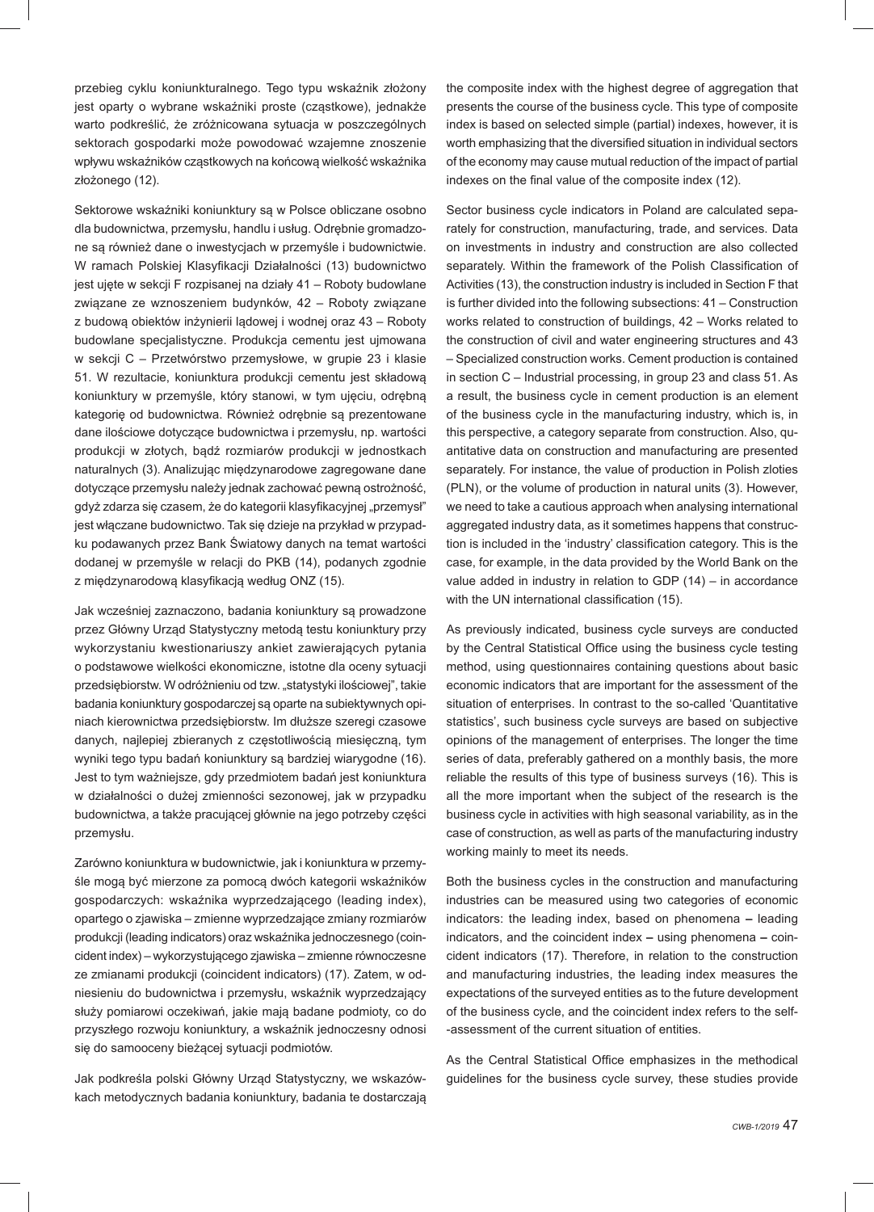przebieg cyklu koniunkturalnego. Tego typu wskaźnik złożony jest oparty o wybrane wskaźniki proste (cząstkowe), jednakże warto podkreślić, że zróżnicowana sytuacja w poszczególnych sektorach gospodarki może powodować wzajemne znoszenie wpływu wskaźników cząstkowych na końcową wielkość wskaźnika złożonego (12).

Sektorowe wskaźniki koniunktury są w Polsce obliczane osobno dla budownictwa, przemysłu, handlu i usług. Odrębnie gromadzone są również dane o inwestycjach w przemyśle i budownictwie. W ramach Polskiej Klasyfikacji Działalności (13) budownictwo jest ujęte w sekcji F rozpisanej na działy 41 – Roboty budowlane związane ze wznoszeniem budynków, 42 – Roboty związane z budową obiektów inżynierii lądowej i wodnej oraz 43 – Roboty budowlane specjalistyczne. Produkcja cementu jest ujmowana w sekcji C – Przetwórstwo przemysłowe, w grupie 23 i klasie 51. W rezultacie, koniunktura produkcji cementu jest składową koniunktury w przemyśle, który stanowi, w tym ujęciu, odrębną kategorię od budownictwa. Również odrębnie są prezentowane dane ilościowe dotyczące budownictwa i przemysłu, np. wartości produkcji w złotych, bądź rozmiarów produkcji w jednostkach naturalnych (3). Analizując międzynarodowe zagregowane dane dotyczące przemysłu należy jednak zachować pewną ostrożność, gdyż zdarza się czasem, że do kategorii klasyfikacyjnej „przemysł" jest włączane budownictwo. Tak się dzieje na przykład w przypadku podawanych przez Bank Światowy danych na temat wartości dodanej w przemyśle w relacji do PKB (14), podanych zgodnie z międzynarodową klasyfikacją według ONZ (15).

Jak wcześniej zaznaczono, badania koniunktury są prowadzone przez Główny Urząd Statystyczny metodą testu koniunktury przy wykorzystaniu kwestionariuszy ankiet zawierających pytania o podstawowe wielkości ekonomiczne, istotne dla oceny sytuacji przedsiębiorstw. W odróżnieniu od tzw. „statystyki ilościowej", takie badania koniunktury gospodarczej są oparte na subiektywnych opiniach kierownictwa przedsiębiorstw. Im dłuższe szeregi czasowe danych, najlepiej zbieranych z częstotliwością miesięczną, tym wyniki tego typu badań koniunktury są bardziej wiarygodne (16). Jest to tym ważniejsze, gdy przedmiotem badań jest koniunktura w działalności o dużej zmienności sezonowej, jak w przypadku budownictwa, a także pracującej głównie na jego potrzeby części przemysłu.

Zarówno koniunktura w budownictwie, jak i koniunktura w przemyśle mogą być mierzone za pomocą dwóch kategorii wskaźników gospodarczych: wskaźnika wyprzedzającego (leading index), opartego o zjawiska – zmienne wyprzedzające zmiany rozmiarów produkcji (leading indicators) oraz wskaźnika jednoczesnego (coincident index) – wykorzystującego zjawiska – zmienne równoczesne ze zmianami produkcji (coincident indicators) (17). Zatem, w odniesieniu do budownictwa i przemysłu, wskaźnik wyprzedzający służy pomiarowi oczekiwań, jakie mają badane podmioty, co do przyszłego rozwoju koniunktury, a wskaźnik jednoczesny odnosi się do samooceny bieżącej sytuacji podmiotów.

Jak podkreśla polski Główny Urząd Statystyczny, we wskazówkach metodycznych badania koniunktury, badania te dostarczają

the composite index with the highest degree of aggregation that presents the course of the business cycle. This type of composite index is based on selected simple (partial) indexes, however, it is worth emphasizing that the diversified situation in individual sectors of the economy may cause mutual reduction of the impact of partial indexes on the final value of the composite index (12).

Sector business cycle indicators in Poland are calculated separately for construction, manufacturing, trade, and services. Data on investments in industry and construction are also collected separately. Within the framework of the Polish Classification of Activities (13), the construction industry is included in Section F that is further divided into the following subsections: 41 – Construction works related to construction of buildings, 42 – Works related to the construction of civil and water engineering structures and 43 – Specialized construction works. Cement production is contained in section C – Industrial processing, in group 23 and class 51. As a result, the business cycle in cement production is an element of the business cycle in the manufacturing industry, which is, in this perspective, a category separate from construction. Also, quantitative data on construction and manufacturing are presented separately. For instance, the value of production in Polish zloties (PLN), or the volume of production in natural units (3). However, we need to take a cautious approach when analysing international aggregated industry data, as it sometimes happens that construction is included in the 'industry' classification category. This is the case, for example, in the data provided by the World Bank on the value added in industry in relation to GDP (14) – in accordance with the UN international classification (15).

As previously indicated, business cycle surveys are conducted by the Central Statistical Office using the business cycle testing method, using questionnaires containing questions about basic economic indicators that are important for the assessment of the situation of enterprises. In contrast to the so-called 'Quantitative statistics', such business cycle surveys are based on subjective opinions of the management of enterprises. The longer the time series of data, preferably gathered on a monthly basis, the more reliable the results of this type of business surveys (16). This is all the more important when the subject of the research is the business cycle in activities with high seasonal variability, as in the case of construction, as well as parts of the manufacturing industry working mainly to meet its needs.

Both the business cycles in the construction and manufacturing industries can be measured using two categories of economic indicators: the leading index, based on phenomena – leading indicators, and the coincident index – using phenomena – coincident indicators (17). Therefore, in relation to the construction and manufacturing industries, the leading index measures the expectations of the surveyed entities as to the future development of the business cycle, and the coincident index refers to the self-assessment of the current situation of entities.

As the Central Statistical Office emphasizes in the methodical guidelines for the business cycle survey, these studies provide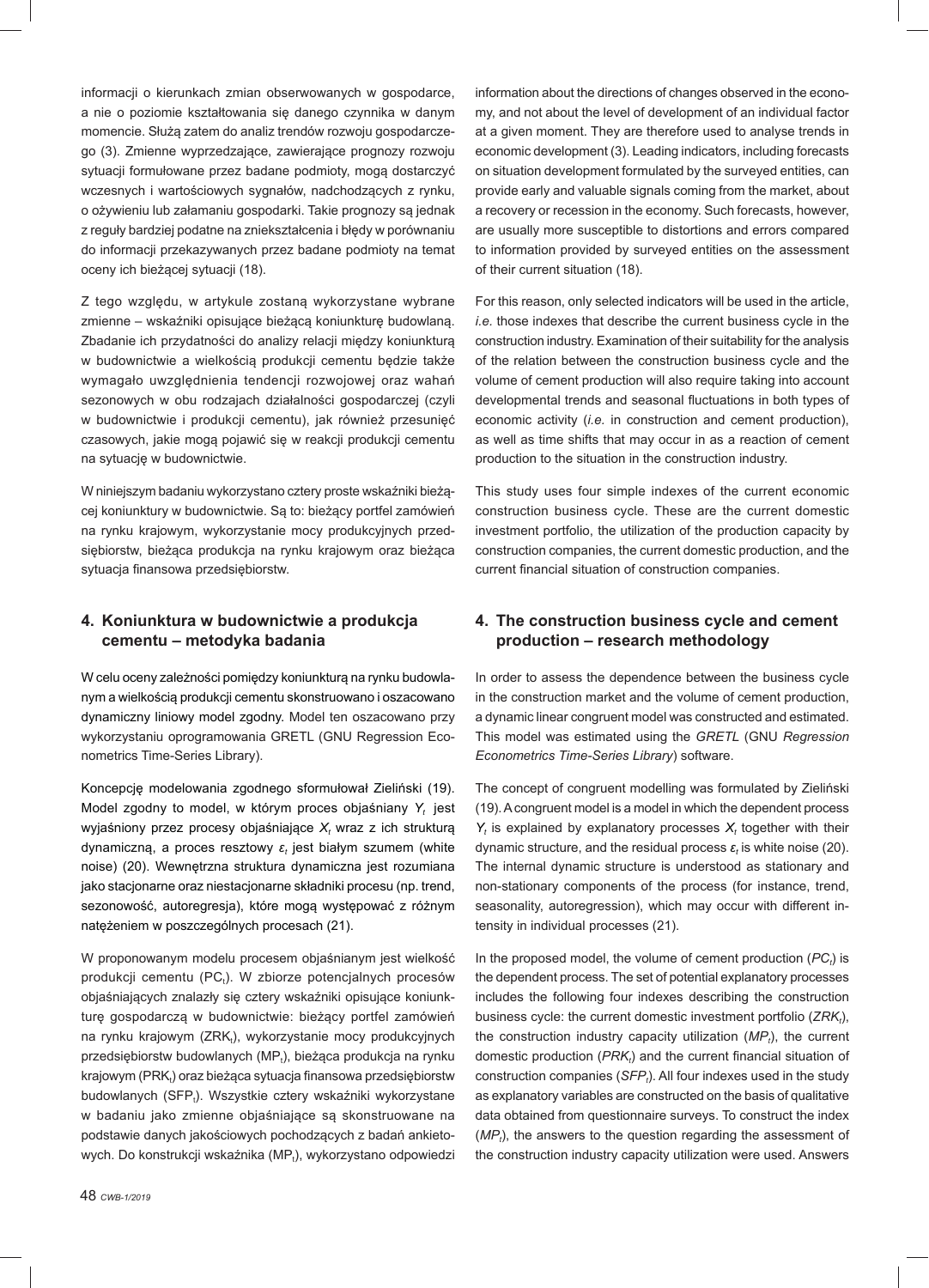informacji o kierunkach zmian obserwowanych w gospodarce, a nie o poziomie kształtowania się danego czynnika w danym momencie. Służą zatem do analiz trendów rozwoju gospodarczego (3). Zmienne wyprzedzające, zawierające prognozy rozwoju sytuacji formułowane przez badane podmioty, mogą dostarczyć wczesnych i wartościowych sygnałów, nadchodzących z rynku, o ożywieniu lub załamaniu gospodarki. Takie prognozy są jednak z reguły bardziej podatne na zniekształcenia i błędy w porównaniu do informacji przekazywanych przez badane podmioty na temat oceny ich bieżącej sytuacji (18).

Z tego względu, w artykule zostaną wykorzystane wybrane zmienne – wskaźniki opisujące bieżącą koniunkturę budowlaną. Zbadanie ich przydatności do analizy relacji między koniunkturą w budownictwie a wielkością produkcji cementu będzie także wymagało uwzględnienia tendencji rozwojowej oraz wahań sezonowych w obu rodzajach działalności gospodarczej (czyli w budownictwie i produkcji cementu), jak również przesunięć czasowych, jakie mogą pojawić się w reakcji produkcji cementu na sytuację w budownictwie.

W niniejszym badaniu wykorzystano cztery proste wskaźniki bieżącej koniunktury w budownictwie. Są to: bieżący portfel zamówień na rynku krajowym, wykorzystanie mocy produkcyjnych przedsiębiorstw, bieżąca produkcja na rynku krajowym oraz bieżąca sytuacja finansowa przedsiębiorstw.

## 4. Koniunktura w budownictwie a produkcja cementu – metodyka badania

W celu oceny zależności pomiędzy koniunkturą na rynku budowlanym a wielkością produkcji cementu skonstruowano i oszacowano dynamiczny liniowy model zgodny. Model ten oszacowano przy wykorzystaniu oprogramowania GRETL (GNU Regression Econometrics Time-Series Library).

Koncepcję modelowania zgodnego sformułował Zieliński (19). Model zgodny to model, w którym proces objaśniany $Y_t$ jest wyjaśniony przez procesy objaśniające $X_t$ wraz z ich strukturą dynamiczną, a proces resztowy $\varepsilon_t$ jest białym szumem (white noise) (20). Wewnętrzna struktura dynamiczna jest rozumiana jako stacjonarne oraz niestacjonarne składniki procesu (np. trend, sezonowość, autoregresja), które mogą występować z różnym natężeniem w poszczególnych procesach (21).

W proponowanym modelu procesem objaśnianym jest wielkość produkcji cementu ($PC_t$). W zbiorze potencjalnych procesów objaśniających znalazły się cztery wskaźniki opisujące koniunkturę gospodarczą w budownictwie: bieżący portfel zamówień na rynku krajowym ($ZRK_t$), wykorzystanie mocy produkcyjnych przedsiębiorstw budowlanych ($MP_t$), bieżąca produkcja na rynku krajowym ($PRK_t$) oraz bieżąca sytuacja finansowa przedsiębiorstw budowlanych ($SFP_t$). Wszystkie cztery wskaźniki wykorzystane w badaniu jako zmienne objaśniające są skonstruowane na podstawie danych jakościowych pochodzących z badań ankietowych. Do konstrukcji wskaźnika ($MP_t$), wykorzystano odpowiedzi

information about the directions of changes observed in the economy, and not about the level of development of an individual factor at a given moment. They are therefore used to analyse trends in economic development (3). Leading indicators, including forecasts on situation development formulated by the surveyed entities, can provide early and valuable signals coming from the market, about a recovery or recession in the economy. Such forecasts, however, are usually more susceptible to distortions and errors compared to information provided by surveyed entities on the assessment of their current situation (18).

For this reason, only selected indicators will be used in the article, *i.e.* those indexes that describe the current business cycle in the construction industry. Examination of their suitability for the analysis of the relation between the construction business cycle and the volume of cement production will also require taking into account developmental trends and seasonal fluctuations in both types of economic activity (*i.e.* in construction and cement production), as well as time shifts that may occur in as a reaction of cement production to the situation in the construction industry.

This study uses four simple indexes of the current economic construction business cycle. These are the current domestic investment portfolio, the utilization of the production capacity by construction companies, the current domestic production, and the current financial situation of construction companies.

## 4. The construction business cycle and cement production – research methodology

In order to assess the dependence between the business cycle in the construction market and the volume of cement production, a dynamic linear congruent model was constructed and estimated. This model was estimated using the *GRETL* (GNU *Regression Econometrics Time-Series Library*) software.

The concept of congruent modelling was formulated by Zieliński (19). A congruent model is a model in which the dependent process $Y_t$ is explained by explanatory processes $X_t$ together with their dynamic structure, and the residual process $\varepsilon_t$ is white noise (20). The internal dynamic structure is understood as stationary and non-stationary components of the process (for instance, trend, seasonality, autoregression), which may occur with different intensity in individual processes (21).

In the proposed model, the volume of cement production ($PC_t$) is the dependent process. The set of potential explanatory processes includes the following four indexes describing the construction business cycle: the current domestic investment portfolio ($ZRK_t$), the construction industry capacity utilization ($MP_t$), the current domestic production ($PRK_t$) and the current financial situation of construction companies ($SFP_t$). All four indexes used in the study as explanatory variables are constructed on the basis of qualitative data obtained from questionnaire surveys. To construct the index ($MP_t$), the answers to the question regarding the assessment of the construction industry capacity utilization were used. Answers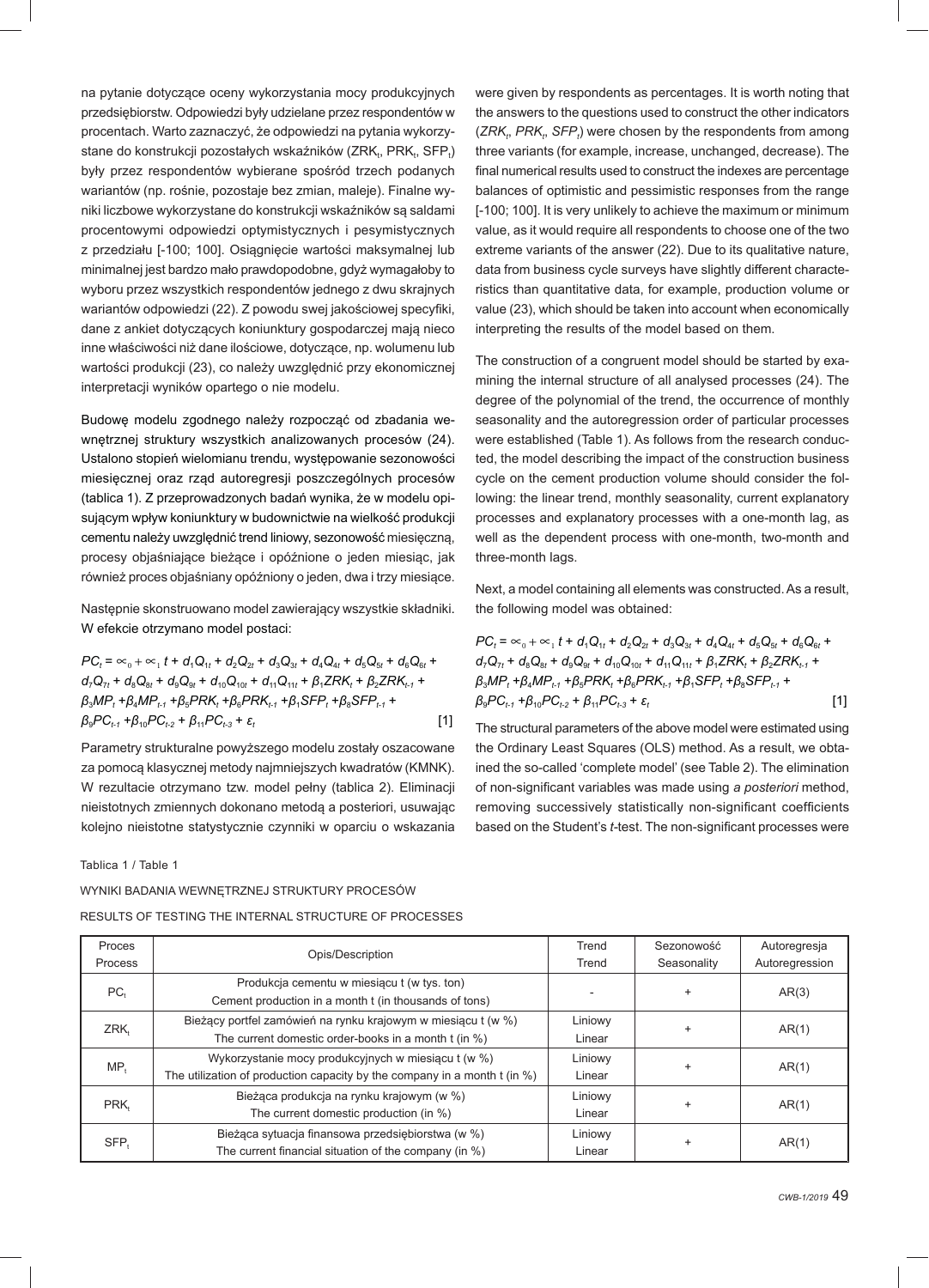na pytanie dotyczące oceny wykorzystania mocy produkcyjnych przedsiębiorstw. Odpowiedzi były udzielane przez respondentów w procentach. Warto zaznaczyć, że odpowiedzi na pytania wykorzystane do konstrukcji pozostałych wskaźników ($ZRK_t$, $PRK_t$, $SFP_t$) były przez respondentów wybierane spośród trzech podanych wariantów (np. rośnie, pozostaje bez zmian, maleje). Finalne wyniki liczbowe wykorzystane do konstrukcji wskaźników są saldami procentowymi odpowiedzi optymistycznych i pesymistycznych z przedziału [-100; 100]. Osiągnięcie wartości maksymalnej lub minimalnej jest bardzo mało prawdopodobne, gdyż wymagałoby to wyboru przez wszystkich respondentów jednego z dwu skrajnych wariantów odpowiedzi (22). Z powodu swej jakościowej specyfiki, dane z ankiet dotyczących koniunktury gospodarczej mają nieco inne właściwości niż dane ilościowe, dotyczące, np. wolumenu lub wartości produkcji (23), co należy uwzględnić przy ekonomicznej interpretacji wyników opartego o nie modelu.

Budowę modelu zgodnego należy rozpocząć od zbadania wewnętrznej struktury wszystkich analizowanych procesów (24). Ustalono stopień wielomianu trendu, występowanie sezonowości miesięcznej oraz rząd autoregresji poszczególnych procesów (tablica 1). Z przeprowadzonych badań wynika, że w modelu opisującym wpływ koniunktury w budownictwie na wielkość produkcji cementu należy uwzględnić trend liniowy, sezonowość miesięczną, procesy objaśniające bieżące i opóźnione o jeden miesiąc, jak również proces objaśniany opóźniony o jeden, dwa i trzy miesiące.

Następnie skonstruowano model zawierający wszystkie składniki. W efekcie otrzymano model postaci:

$$PC_t = \alpha_0 + \alpha_1 t + d_1Q_{1t} + d_2Q_{2t} + d_3Q_{3t} + d_4Q_{4t} + d_5Q_{5t} + d_6Q_{6t} + d_7Q_{7t} + d_8Q_{8t} + d_9Q_{9t} + d_{10}Q_{10t} + d_{11}Q_{11t} + \beta_1ZRK_t + \beta_2ZRK_{t-1} + \beta_3MP_t + \beta_4MP_{t-1} + \beta_5PRK_t + \beta_6PRK_{t-1} + \beta_1SFP_t + \beta_8SFP_{t-1} + \beta_9PC_{t-1} + \beta_{10}PC_{t-2} + \beta_{11}PC_{t-3} + \varepsilon_t \quad [1]$$

Parametry strukturalne powyższego modelu zostały oszacowane za pomocą klasycznej metody najmniejszych kwadratów (KMNK). W rezultacie otrzymano tzw. model pełny (tablica 2). Eliminacji nieistotnych zmiennych dokonano metodą a posteriori, usuwając kolejno nieistotne statystycznie czynniki w oparciu o wskazania

were given by respondents as percentages. It is worth noting that the answers to the questions used to construct the other indicators ($ZRK_t$, $PRK_t$, $SFP_t$) were chosen by the respondents from among three variants (for example, increase, unchanged, decrease). The final numerical results used to construct the indexes are percentage balances of optimistic and pessimistic responses from the range [-100; 100]. It is very unlikely to achieve the maximum or minimum value, as it would require all respondents to choose one of the two extreme variants of the answer (22). Due to its qualitative nature, data from business cycle surveys have slightly different characteristics than quantitative data, for example, production volume or value (23), which should be taken into account when economically interpreting the results of the model based on them.

The construction of a congruent model should be started by examining the internal structure of all analysed processes (24). The degree of the polynomial of the trend, the occurrence of monthly seasonality and the autoregression order of particular processes were established (Table 1). As follows from the research conducted, the model describing the impact of the construction business cycle on the cement production volume should consider the following: the linear trend, monthly seasonality, current explanatory processes and explanatory processes with a one-month lag, as well as the dependent process with one-month, two-month and three-month lags.

Next, a model containing all elements was constructed. As a result, the following model was obtained:

$$PC_t = \alpha_0 + \alpha_1 t + d_1Q_{1t} + d_2Q_{2t} + d_3Q_{3t} + d_4Q_{4t} + d_5Q_{5t} + d_6Q_{6t} + d_7Q_{7t} + d_8Q_{8t} + d_9Q_{9t} + d_{10}Q_{10t} + d_{11}Q_{11t} + \beta_1ZRK_t + \beta_2ZRK_{t-1} + \beta_3MP_t + \beta_4MP_{t-1} + \beta_5PRK_t + \beta_6PRK_{t-1} + \beta_1SFP_t + \beta_8SFP_{t-1} + \beta_9PC_{t-1} + \beta_{10}PC_{t-2} + \beta_{11}PC_{t-3} + \varepsilon_t \quad [1]$$

The structural parameters of the above model were estimated using the Ordinary Least Squares (OLS) method. As a result, we obtained the so-called 'complete model' (see Table 2). The elimination of non-significant variables was made using *a posteriori* method, removing successively statistically non-significant coefficients based on the Student's *t*-test. The non-significant processes were

Tablica 1 / Table 1

WYNIKI BADANIA WEWNĘTRZNEJ STRUKTURY PROCESÓW

RESULTS OF TESTING THE INTERNAL STRUCTURE OF PROCESSES

| Proces / Process | Opis/Description | Trend / Trend | Sezonowość / Seasonality | Autoregresja / Autoregression |
|---|---|---|---|---|
| $PC_t$ | Produkcja cementu w miesiącu t (w tys. ton) / Cement production in a month t (in thousands of tons) | - | + | AR(3) |
| $ZRK_t$ | Bieżący portfel zamówień na rynku krajowym w miesiącu t (w %) / The current domestic order-books in a month t (in %) | Liniowy / Linear | + | AR(1) |
| $MP_t$ | Wykorzystanie mocy produkcyjnych w miesiącu t (w %) / The utilization of production capacity by the company in a month t (in %) | Liniowy / Linear | + | AR(1) |
| $PRK_t$ | Bieżąca produkcja na rynku krajowym (w %) / The current domestic production (in %) | Liniowy / Linear | + | AR(1) |
| $SFP_t$ | Bieżąca sytuacja finansowa przedsiębiorstwa (w %) / The current financial situation of the company (in %) | Liniowy / Linear | + | AR(1) |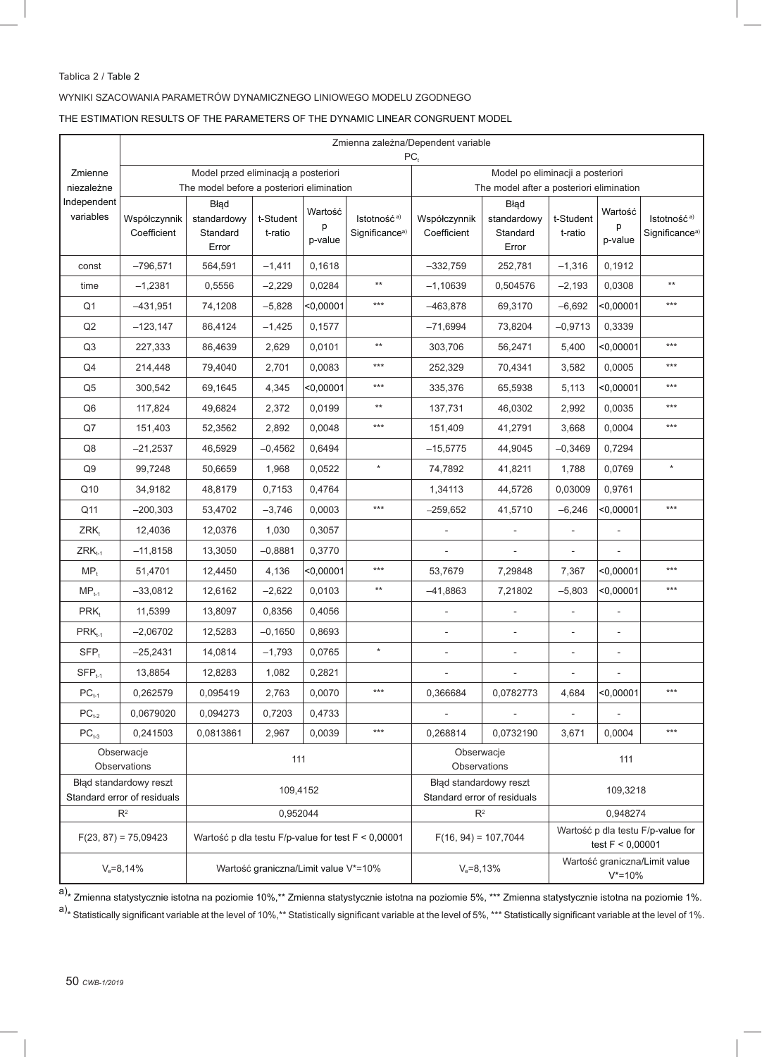Tablica 2 / Table 2

WYNIKI SZACOWANIA PARAMETRÓW DYNAMICZNEGO LINIOWEGO MODELU ZGODNEGO

THE ESTIMATION RESULTS OF THE PARAMETERS OF THE DYNAMIC LINEAR CONGRUENT MODEL

| Zmienne niezależne Independent variables | Zmienna zależna/Dependent variable $PC_t$ | | | | | | | | | |
|---|---|---|---|---|---|---|---|---|---|---|
| | Model przed eliminacją a posteriori The model before a posteriori elimination | | | | | Model po eliminacji a posteriori The model after a posteriori elimination | | | | |
| | Współczynnik Coefficient | Błąd standardowy Standard Error | t-Student t-ratio | Wartość p p-value | Istotność[a)] Significance[a)] | Współczynnik Coefficient | Błąd standardowy Standard Error | t-Student t-ratio | Wartość p p-value | Istotność[a)] Significance[a)] |
| const | –796,571 | 564,591 | –1,411 | 0,1618 | | –332,759 | 252,781 | –1,316 | 0,1912 | |
| time | –1,2381 | 0,5556 | –2,229 | 0,0284 | ** | –1,10639 | 0,504576 | –2,193 | 0,0308 | ** |
| Q1 | –431,951 | 74,1208 | –5,828 | <0,00001 | *** | –463,878 | 69,3170 | –6,692 | <0,00001 | *** |
| Q2 | –123,147 | 86,4124 | –1,425 | 0,1577 | | –71,6994 | 73,8204 | –0,9713 | 0,3339 | |
| Q3 | 227,333 | 86,4639 | 2,629 | 0,0101 | ** | 303,706 | 56,2471 | 5,400 | <0,00001 | *** |
| Q4 | 214,448 | 79,4040 | 2,701 | 0,0083 | *** | 252,329 | 70,4341 | 3,582 | 0,0005 | *** |
| Q5 | 300,542 | 69,1645 | 4,345 | <0,00001 | *** | 335,376 | 65,5938 | 5,113 | <0,00001 | *** |
| Q6 | 117,824 | 49,6824 | 2,372 | 0,0199 | ** | 137,731 | 46,0302 | 2,992 | 0,0035 | *** |
| Q7 | 151,403 | 52,3562 | 2,892 | 0,0048 | *** | 151,409 | 41,2791 | 3,668 | 0,0004 | *** |
| Q8 | –21,2537 | 46,5929 | –0,4562 | 0,6494 | | –15,5775 | 44,9045 | –0,3469 | 0,7294 | |
| Q9 | 99,7248 | 50,6659 | 1,968 | 0,0522 | * | 74,7892 | 41,8211 | 1,788 | 0,0769 | * |
| Q10 | 34,9182 | 48,8179 | 0,7153 | 0,4764 | | 1,34113 | 44,5726 | 0,03009 | 0,9761 | |
| Q11 | –200,303 | 53,4702 | –3,746 | 0,0003 | *** | –259,652 | 41,5710 | –6,246 | <0,00001 | *** |
| $ZRK_t$ | 12,4036 | 12,0376 | 1,030 | 0,3057 | | - | - | - | - | |
| $ZRK_{t-1}$ | –11,8158 | 13,3050 | –0,8881 | 0,3770 | | - | - | - | - | |
| $MP_t$ | 51,4701 | 12,4450 | 4,136 | <0,00001 | *** | 53,7679 | 7,29848 | 7,367 | <0,00001 | *** |
| $MP_{t-1}$ | –33,0812 | 12,6162 | –2,622 | 0,0103 | ** | –41,8863 | 7,21802 | –5,803 | <0,00001 | *** |
| $PRK_t$ | 11,5399 | 13,8097 | 0,8356 | 0,4056 | | - | - | - | - | |
| $PRK_{t-1}$ | –2,06702 | 12,5283 | –0,1650 | 0,8693 | | - | - | - | - | |
| $SFP_t$ | –25,2431 | 14,0814 | –1,793 | 0,0765 | * | - | - | - | - | |
| $SFP_{t-1}$ | 13,8854 | 12,8283 | 1,082 | 0,2821 | | - | - | - | - | |
| $PC_{t-1}$ | 0,262579 | 0,095419 | 2,763 | 0,0070 | *** | 0,366684 | 0,0782773 | 4,684 | <0,00001 | *** |
| $PC_{t-2}$ | 0,0679020 | 0,094273 | 0,7203 | 0,4733 | | - | - | - | - | |
| $PC_{t-3}$ | 0,241503 | 0,0813861 | 2,967 | 0,0039 | *** | 0,268814 | 0,0732190 | 3,671 | 0,0004 | *** |
| Obserwacje Observations | 111 | | | | | Obserwacje Observations | | 111 | | |
| Błąd standardowy reszt Standard error of residuals | 109,4152 | | | | | Błąd standardowy reszt Standard error of residuals | | 109,3218 | | |
| $R^2$ | 0,952044 | | | | | $R^2$ | | 0,948274 | | |
| $F(23, 87) = 75,09423$ | Wartość p dla testu F/p-value for test F < 0,00001 | | | | | $F(16, 94) = 107,7044$ | | Wartość p dla testu F/p-value for test F < 0,00001 | | |
| $V_e$=8,14% | Wartość graniczna/Limit value V*=10% | | | | | $V_e$=8,13% | | Wartość graniczna/Limit value V*=10% | | |

a) * Zmienna statystycznie istotna na poziomie 10%,** Zmienna statystycznie istotna na poziomie 5%, *** Zmienna statystycznie istotna na poziomie 1%.

a) * Statistically significant variable at the level of 10%,** Statistically significant variable at the level of 5%, *** Statistically significant variable at the level of 1%.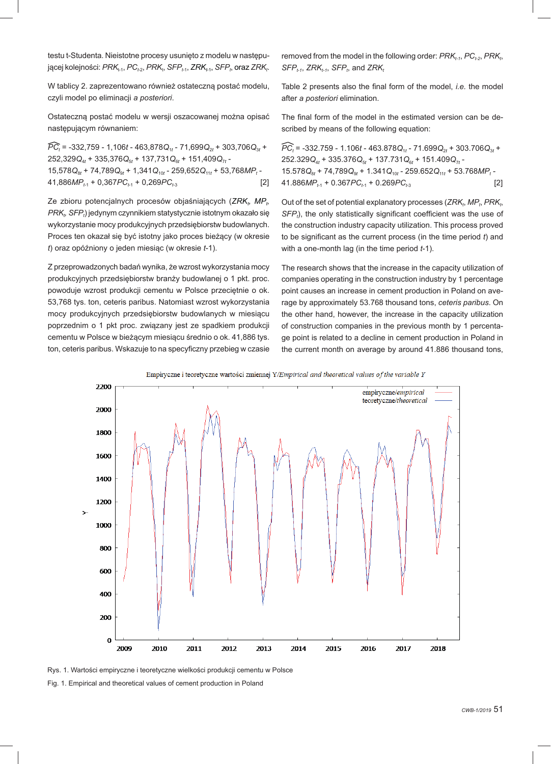testu t-Studenta. Nieistotne procesy usunięto z modelu w następującej kolejności: $PRK_{t-1}$, $PC_{t-2}$, $PRK_t$, $SFP_{t-1}$, $ZRK_{t-1}$, $SFP_t$, oraz $ZRK_t$.

W tablicy 2. zaprezentowano również ostateczną postać modelu, czyli model po eliminacji *a posteriori*.

Ostateczną postać modelu w wersji oszacowanej można opisać następującym równaniem:

$$\widehat{PC}_t = -332{,}759 - 1{,}106t - 463{,}878Q_{1t} - 71{,}699Q_{2t} + 303{,}706Q_{3t} + 252{,}329Q_{4t} + 335{,}376Q_{5t} + 137{,}731Q_{6t} + 151{,}409Q_{7t} - 15{,}578Q_{8t} + 74{,}789Q_{9t} + 1{,}341Q_{10t} - 259{,}652Q_{11t} + 53{,}768MP_t - 41{,}886MP_{t-1} + 0{,}367PC_{t-1} + 0{,}269PC_{t-3} \quad [2]$$

Ze zbioru potencjalnych procesów objaśniających ($ZRK_t$, $MP_t$, $PRK_t$, $SFP_t$) jedynym czynnikiem statystycznie istotnym okazało się wykorzystanie mocy produkcyjnych przedsiębiorstw budowlanych. Proces ten okazał się być istotny jako proces bieżący (w okresie $t$) oraz opóźniony o jeden miesiąc (w okresie $t$-1).

Z przeprowadzonych badań wynika, że wzrost wykorzystania mocy produkcyjnych przedsiębiorstw branży budowlanej o 1 pkt. proc. powoduje wzrost produkcji cementu w Polsce przeciętnie o ok. 53,768 tys. ton, ceteris paribus. Natomiast wzrost wykorzystania mocy produkcyjnych przedsiębiorstw budowlanych w miesiącu poprzednim o 1 pkt proc. związany jest ze spadkiem produkcji cementu w Polsce w bieżącym miesiącu średnio o ok. 41,886 tys. ton, ceteris paribus. Wskazuje to na specyficzny przebieg w czasie

removed from the model in the following order: $PRK_{t-1}$, $PC_{t-2}$, $PRK_t$, $SFP_{t-1}$, $ZRK_{t-1}$, $SFP_t$, and $ZRK_t$

Table 2 presents also the final form of the model, *i.e.* the model after *a posteriori* elimination.

The final form of the model in the estimated version can be described by means of the following equation:

$$\widehat{PC}_t = -332.759 - 1.106t - 463.878Q_{1t} - 71.699Q_{2t} + 303.706Q_{3t} + 252.329Q_{4t} + 335.376Q_{5t} + 137.731Q_{6t} + 151.409Q_{7t} - 15.578Q_{8t} + 74.789Q_{9t} + 1.341Q_{10t} - 259.652Q_{11t} + 53.768MP_t - 41.886MP_{t-1} + 0.367PC_{t-1} + 0.269PC_{t-3} \quad [2]$$

Out of the set of potential explanatory processes ($ZRK_t$, $MP_t$, $PRK_t$, $SFP_t$), the only statistically significant coefficient was the use of the construction industry capacity utilization. This process proved to be significant as the current process (in the time period $t$) and with a one-month lag (in the time period $t$-1).

The research shows that the increase in the capacity utilization of companies operating in the construction industry by 1 percentage point causes an increase in cement production in Poland on average by approximately 53.768 thousand tons, *ceteris paribus*. On the other hand, however, the increase in the capacity utilization of construction companies in the previous month by 1 percentage point is related to a decline in cement production in Poland in the current month on average by around 41.886 thousand tons,

Rys. 1. Wartości empiryczne i teoretyczne wielkości produkcji cementu w Polsce

Fig. 1. Empirical and theoretical values of cement production in Poland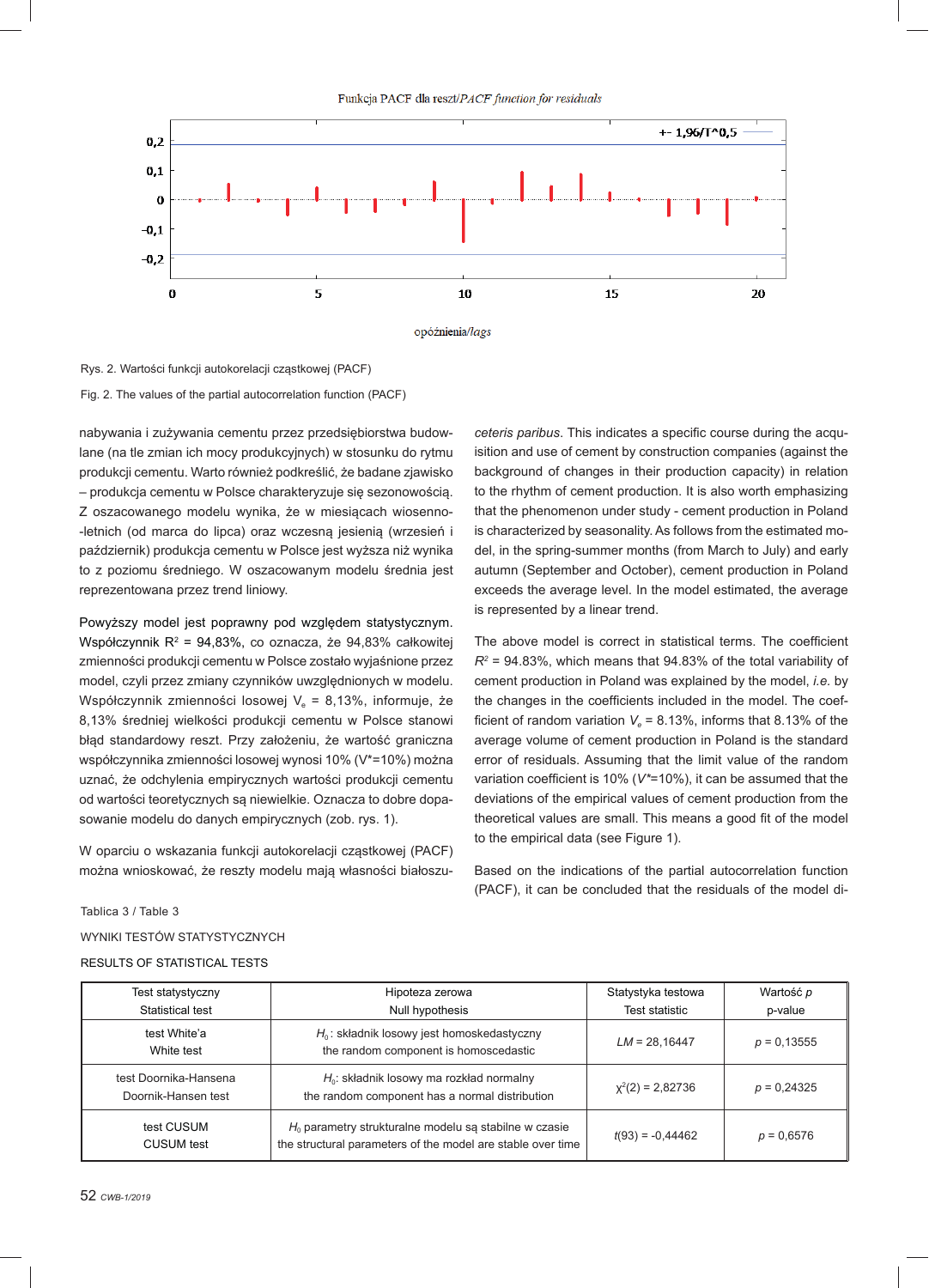Rys. 2. Wartości funkcji autokorelacji cząstkowej (PACF)

Fig. 2. The values of the partial autocorrelation function (PACF)

nabywania i zużywania cementu przez przedsiębiorstwa budowlane (na tle zmian ich mocy produkcyjnych) w stosunku do rytmu produkcji cementu. Warto również podkreślić, że badane zjawisko – produkcja cementu w Polsce charakteryzuje się sezonowością. Z oszacowanego modelu wynika, że w miesiącach wiosenno-letnich (od marca do lipca) oraz wczesną jesienią (wrzesień i październik) produkcja cementu w Polsce jest wyższa niż wynika to z poziomu średniego. W oszacowanym modelu średnia jest reprezentowana przez trend liniowy.

Powyższy model jest poprawny pod względem statystycznym. Współczynnik $R^2$ = 94,83%, co oznacza, że 94,83% całkowitej zmienności produkcji cementu w Polsce zostało wyjaśnione przez model, czyli przez zmiany czynników uwzględnionych w modelu. Współczynnik zmienności losowej $V_e$ = 8,13%, informuje, że 8,13% średniej wielkości produkcji cementu w Polsce stanowi błąd standardowy reszt. Przy założeniu, że wartość graniczna współczynnika zmienności losowej wynosi 10% ($V^*$=10%) można uznać, że odchylenia empirycznych wartości produkcji cementu od wartości teoretycznych są niewielkie. Oznacza to dobre dopasowanie modelu do danych empirycznych (zob. rys. 1).

W oparciu o wskazania funkcji autokorelacji cząstkowej (PACF) można wnioskować, że reszty modelu mają własności białoszu-

*ceteris paribus*. This indicates a specific course during the acquisition and use of cement by construction companies (against the background of changes in their production capacity) in relation to the rhythm of cement production. It is also worth emphasizing that the phenomenon under study - cement production in Poland is characterized by seasonality. As follows from the estimated model, in the spring-summer months (from March to July) and early autumn (September and October), cement production in Poland exceeds the average level. In the model estimated, the average is represented by a linear trend.

The above model is correct in statistical terms. The coefficient $R^2$ = 94.83%, which means that 94.83% of the total variability of cement production in Poland was explained by the model, *i.e.* by the changes in the coefficients included in the model. The coefficient of random variation $V_e$ = 8.13%, informs that 8.13% of the average volume of cement production in Poland is the standard error of residuals. Assuming that the limit value of the random variation coefficient is 10% ($V^*$=10%), it can be assumed that the deviations of the empirical values of cement production from the theoretical values are small. This means a good fit of the model to the empirical data (see Figure 1).

Based on the indications of the partial autocorrelation function (PACF), it can be concluded that the residuals of the model di-

Tablica 3 / Table 3

WYNIKI TESTÓW STATYSTYCZNYCH

RESULTS OF STATISTICAL TESTS

| Test statystyczny<br>Statistical test | Hipoteza zerowa<br>Null hypothesis | Statystyka testowa<br>Test statistic | Wartość *p*<br>p-value |
|---|---|---|---|
| test White'a<br>White test | $H_0$: składnik losowy jest homoskedastyczny<br>the random component is homoscedastic | *LM* = 28,16447 | *p* = 0,13555 |
| test Doornika-Hansena<br>Doornik-Hansen test | $H_0$: składnik losowy ma rozkład normalny<br>the random component has a normal distribution | $\chi^2(2)$ = 2,82736 | *p* = 0,24325 |
| test CUSUM<br>CUSUM test | $H_0$ parametry strukturalne modelu są stabilne w czasie<br>the structural parameters of the model are stable over time | *t*(93) = -0,44462 | *p* = 0,6576 |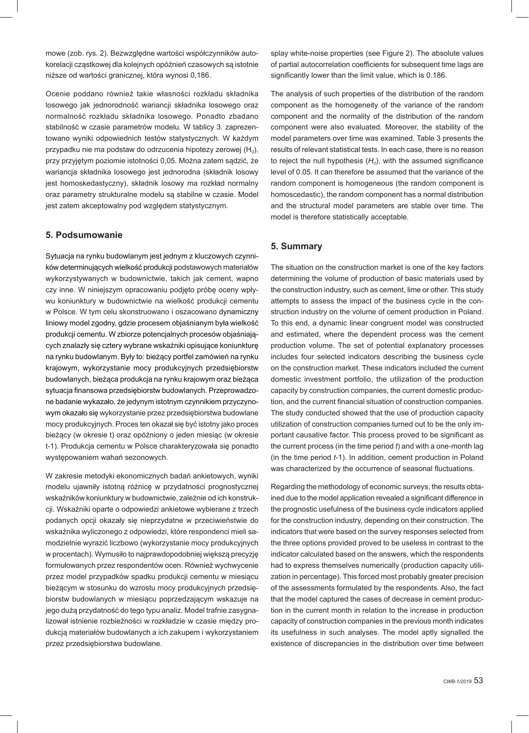mowe (zob. rys. 2). Bezwzględne wartości współczynników autokorelacji cząstkowej dla kolejnych opóźnień czasowych są istotnie niższe od wartości granicznej, która wynosi 0,186.

Ocenie poddano również takie własności rozkładu składnika losowego jak jednorodność wariancji składnika losowego oraz normalność rozkładu składnika losowego. Ponadto zbadano stabilność w czasie parametrów modelu. W tablicy 3. zaprezentowano wyniki odpowiednich testów statystycznych. W każdym przypadku nie ma podstaw do odrzucenia hipotezy zerowej ($H_0$), przy przyjętym poziomie istotności 0,05. Można zatem sądzić, że wariancja składnika losowego jest jednorodna (składnik losowy jest homoskedastyczny), składnik losowy ma rozkład normalny oraz parametry strukturalne modelu są stabilne w czasie. Model jest zatem akceptowalny pod względem statystycznym.

## 5. Podsumowanie

Sytuacja na rynku budowlanym jest jednym z kluczowych czynników determinujących wielkość produkcji podstawowych materiałów wykorzystywanych w budownictwie, takich jak cement, wapno czy inne. W niniejszym opracowaniu podjęto próbę oceny wpływu koniunktury w budownictwie na wielkość produkcji cementu w Polsce. W tym celu skonstruowano i oszacowano dynamiczny liniowy model zgodny, gdzie procesem objaśnianym była wielkość produkcji cementu. W zbiorze potencjalnych procesów objaśniających znalazły się cztery wybrane wskaźniki opisujące koniunkturę na rynku budowlanym. Były to: bieżący portfel zamówień na rynku krajowym, wykorzystanie mocy produkcyjnych przedsiębiorstw budowlanych, bieżąca produkcja na rynku krajowym oraz bieżąca sytuacja finansowa przedsiębiorstw budowlanych. Przeprowadzone badanie wykazało, że jedynym istotnym czynnikiem przyczynowym okazało się wykorzystanie przez przedsiębiorstwa budowlane mocy produkcyjnych. Proces ten okazał się być istotny jako proces bieżący (w okresie t) oraz opóźniony o jeden miesiąc (w okresie t-1). Produkcja cementu w Polsce charakteryzowała się ponadto występowaniem wahań sezonowych.

W zakresie metodyki ekonomicznych badań ankietowych, wyniki modelu ujawniły istotną różnicę w przydatności prognostycznej wskaźników koniunktury w budownictwie, zależnie od ich konstrukcji. Wskaźniki oparte o odpowiedzi ankietowe wybierane z trzech podanych opcji okazały się nieprzydatne w przeciwieństwie do wskaźnika wyliczonego z odpowiedzi, które respondenci mieli samodzielnie wyrazić liczbowo (wykorzystanie mocy produkcyjnych w procentach). Wymusiło to najprawdopodobniej większą precyzję formułowanych przez respondentów ocen. Również wychwycenie przez model przypadków spadku produkcji cementu w miesiącu bieżącym w stosunku do wzrostu mocy produkcyjnych przedsiębiorstw budowlanych w miesiącu poprzedzającym wskazuje na jego dużą przydatność do tego typu analiz. Model trafnie zasygnalizował istnienie rozbieżności w rozkładzie w czasie między produkcją materiałów budowlanych a ich zakupem i wykorzystaniem przez przedsiębiorstwa budowlane.

splay white-noise properties (see Figure 2). The absolute values of partial autocorrelation coefficients for subsequent time lags are significantly lower than the limit value, which is 0.186.

The analysis of such properties of the distribution of the random component as the homogeneity of the variance of the random component and the normality of the distribution of the random component were also evaluated. Moreover, the stability of the model parameters over time was examined. Table 3 presents the results of relevant statistical tests. In each case, there is no reason to reject the null hypothesis ($H_0$), with the assumed significance level of 0.05. It can therefore be assumed that the variance of the random component is homogeneous (the random component is homoscedastic), the random component has a normal distribution and the structural model parameters are stable over time. The model is therefore statistically acceptable.

## 5. Summary

The situation on the construction market is one of the key factors determining the volume of production of basic materials used by the construction industry, such as cement, lime or other. This study attempts to assess the impact of the business cycle in the construction industry on the volume of cement production in Poland. To this end, a dynamic linear congruent model was constructed and estimated, where the dependent process was the cement production volume. The set of potential explanatory processes includes four selected indicators describing the business cycle on the construction market. These indicators included the current domestic investment portfolio, the utilization of the production capacity by construction companies, the current domestic production, and the current financial situation of construction companies. The study conducted showed that the use of production capacity utilization of construction companies turned out to be the only important causative factor. This process proved to be significant as the current process (in the time period *t*) and with a one-month lag (in the time period *t*-1). In addition, cement production in Poland was characterized by the occurrence of seasonal fluctuations.

Regarding the methodology of economic surveys, the results obtained due to the model application revealed a significant difference in the prognostic usefulness of the business cycle indicators applied for the construction industry, depending on their construction. The indicators that were based on the survey responses selected from the three options provided proved to be useless in contrast to the indicator calculated based on the answers, which the respondents had to express themselves numerically (production capacity utilization in percentage). This forced most probably greater precision of the assessments formulated by the respondents. Also, the fact that the model captured the cases of decrease in cement production in the current month in relation to the increase in production capacity of construction companies in the previous month indicates its usefulness in such analyses. The model aptly signalled the existence of discrepancies in the distribution over time between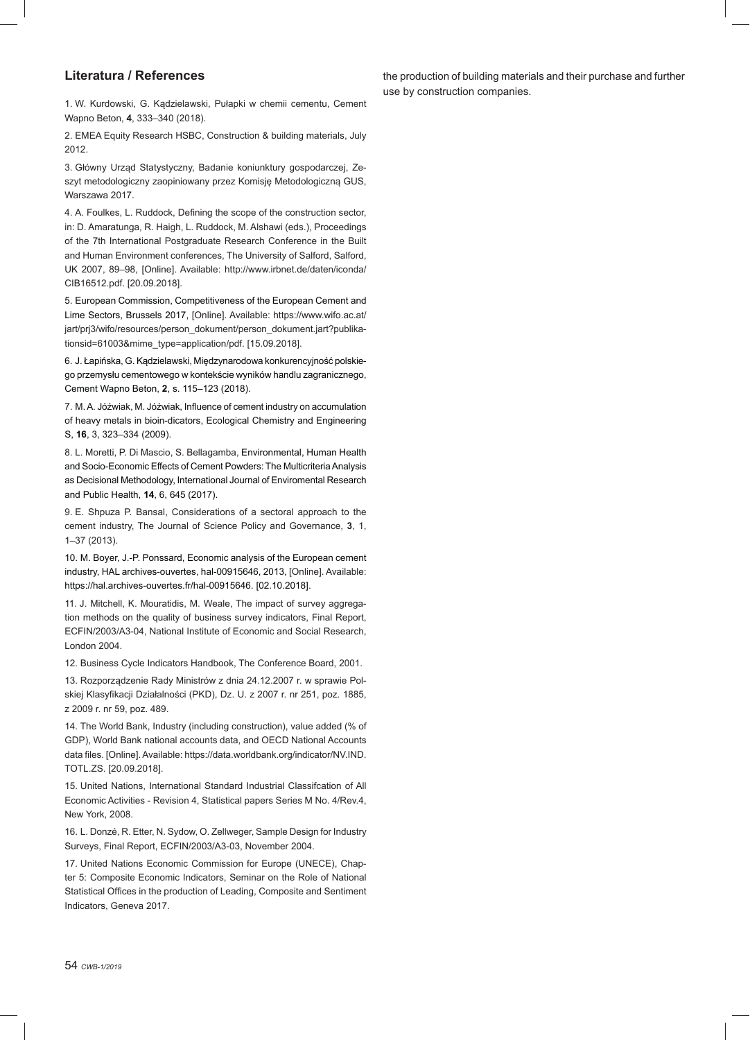the production of building materials and their purchase and further use by construction companies.

## Literatura / References

1. W. Kurdowski, G. Kądzielawski, Pułapki w chemii cementu, Cement Wapno Beton, **4**, 333–340 (2018).

2. EMEA Equity Research HSBC, Construction & building materials, July 2012.

3. Główny Urząd Statystyczny, Badanie koniunktury gospodarczej, Zeszyt metodologiczny zaopiniowany przez Komisję Metodologiczną GUS, Warszawa 2017.

4. A. Foulkes, L. Ruddock, Defining the scope of the construction sector, in: D. Amaratunga, R. Haigh, L. Ruddock, M. Alshawi (eds.), Proceedings of the 7th International Postgraduate Research Conference in the Built and Human Environment conferences, The University of Salford, Salford, UK 2007, 89–98, [Online]. Available: http://www.irbnet.de/daten/iconda/CIB16512.pdf. [20.09.2018].

5. European Commission, Competitiveness of the European Cement and Lime Sectors, Brussels 2017, [Online]. Available: https://www.wifo.ac.at/jart/prj3/wifo/resources/person_dokument/person_dokument.jart?publikationsid=61003&mime_type=application/pdf. [15.09.2018].

6. J. Łapińska, G. Kądzielawski, Międzynarodowa konkurencyjność polskiego przemysłu cementowego w kontekście wyników handlu zagranicznego, Cement Wapno Beton, **2**, s. 115–123 (2018).

7. M. A. Jóźwiak, M. Jóźwiak, Influence of cement industry on accumulation of heavy metals in bioin-dicators, Ecological Chemistry and Engineering S, **16**, 3, 323–334 (2009).

8. L. Moretti, P. Di Mascio, S. Bellagamba, Environmental, Human Health and Socio-Economic Effects of Cement Powders: The Multicriteria Analysis as Decisional Methodology, International Journal of Enviromental Research and Public Health, **14**, 6, 645 (2017).

9. E. Shpuza P. Bansal, Considerations of a sectoral approach to the cement industry, The Journal of Science Policy and Governance, **3**, 1, 1–37 (2013).

10. M. Boyer, J.-P. Ponssard, Economic analysis of the European cement industry, HAL archives-ouvertes, hal-00915646, 2013, [Online]. Available: https://hal.archives-ouvertes.fr/hal-00915646. [02.10.2018].

11. J. Mitchell, K. Mouratidis, M. Weale, The impact of survey aggregation methods on the quality of business survey indicators, Final Report, ECFIN/2003/A3-04, National Institute of Economic and Social Research, London 2004.

12. Business Cycle Indicators Handbook, The Conference Board, 2001.

13. Rozporządzenie Rady Ministrów z dnia 24.12.2007 r. w sprawie Polskiej Klasyfikacji Działalności (PKD), Dz. U. z 2007 r. nr 251, poz. 1885, z 2009 r. nr 59, poz. 489.

14. The World Bank, Industry (including construction), value added (% of GDP), World Bank national accounts data, and OECD National Accounts data files. [Online]. Available: https://data.worldbank.org/indicator/NV.IND.TOTL.ZS. [20.09.2018].

15. United Nations, International Standard Industrial Classifcation of All Economic Activities - Revision 4, Statistical papers Series M No. 4/Rev.4, New York, 2008.

16. L. Donzé, R. Etter, N. Sydow, O. Zellweger, Sample Design for Industry Surveys, Final Report, ECFIN/2003/A3-03, November 2004.

17. United Nations Economic Commission for Europe (UNECE), Chapter 5: Composite Economic Indicators, Seminar on the Role of National Statistical Offices in the production of Leading, Composite and Sentiment Indicators, Geneva 2017.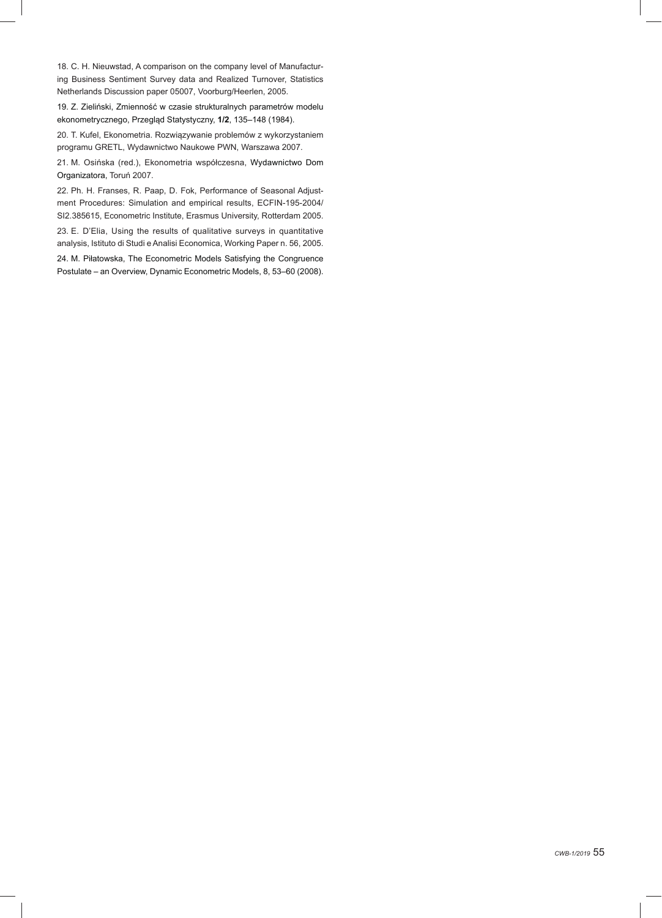18. C. H. Nieuwstad, A comparison on the company level of Manufacturing Business Sentiment Survey data and Realized Turnover, Statistics Netherlands Discussion paper 05007, Voorburg/Heerlen, 2005.

19. Z. Zieliński, Zmienność w czasie strukturalnych parametrów modelu ekonometrycznego, Przegląd Statystyczny, **1/2**, 135–148 (1984).

20. T. Kufel, Ekonometria. Rozwiązywanie problemów z wykorzystaniem programu GRETL, Wydawnictwo Naukowe PWN, Warszawa 2007.

21. M. Osińska (red.), Ekonometria współczesna, Wydawnictwo Dom Organizatora, Toruń 2007.

22. Ph. H. Franses, R. Paap, D. Fok, Performance of Seasonal Adjustment Procedures: Simulation and empirical results, ECFIN-195-2004/SI2.385615, Econometric Institute, Erasmus University, Rotterdam 2005.

23. E. D'Elia, Using the results of qualitative surveys in quantitative analysis, Istituto di Studi e Analisi Economica, Working Paper n. 56, 2005.

24. M. Piłatowska, The Econometric Models Satisfying the Congruence Postulate – an Overview, Dynamic Econometric Models, 8, 53–60 (2008).